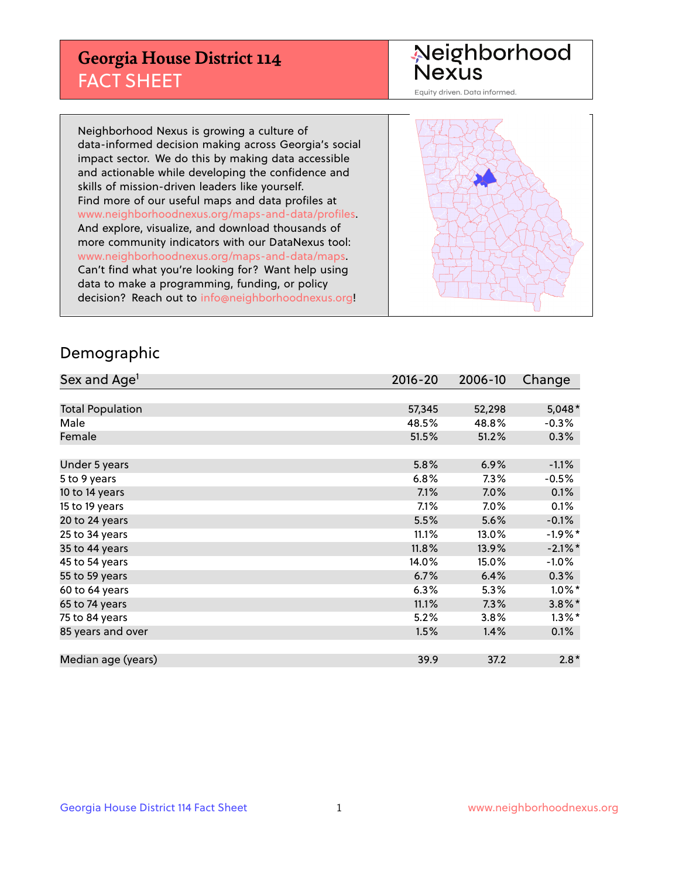# Georgia House District 114
## FACT SHEET

Neighborhood Nexus

Equity driven. Data informed.

Neighborhood Nexus is growing a culture of data-informed decision making across Georgia's social impact sector. We do this by making data accessible and actionable while developing the confidence and skills of mission-driven leaders like yourself. Find more of our useful maps and data profiles at www.neighborhoodnexus.org/maps-and-data/profiles. And explore, visualize, and download thousands of more community indicators with our DataNexus tool: www.neighborhoodnexus.org/maps-and-data/maps. Can't find what you're looking for? Want help using data to make a programming, funding, or policy decision? Reach out to info@neighborhoodnexus.org!

## Demographic

| Sex and Age[1] | 2016-20 | 2006-10 | Change |
|---|---|---|---|
| Total Population | 57,345 | 52,298 | 5,048* |
| Male | 48.5% | 48.8% | -0.3% |
| Female | 51.5% | 51.2% | 0.3% |
| Under 5 years | 5.8% | 6.9% | -1.1% |
| 5 to 9 years | 6.8% | 7.3% | -0.5% |
| 10 to 14 years | 7.1% | 7.0% | 0.1% |
| 15 to 19 years | 7.1% | 7.0% | 0.1% |
| 20 to 24 years | 5.5% | 5.6% | -0.1% |
| 25 to 34 years | 11.1% | 13.0% | -1.9%* |
| 35 to 44 years | 11.8% | 13.9% | -2.1%* |
| 45 to 54 years | 14.0% | 15.0% | -1.0% |
| 55 to 59 years | 6.7% | 6.4% | 0.3% |
| 60 to 64 years | 6.3% | 5.3% | 1.0%* |
| 65 to 74 years | 11.1% | 7.3% | 3.8%* |
| 75 to 84 years | 5.2% | 3.8% | 1.3%* |
| 85 years and over | 1.5% | 1.4% | 0.1% |
| Median age (years) | 39.9 | 37.2 | 2.8* |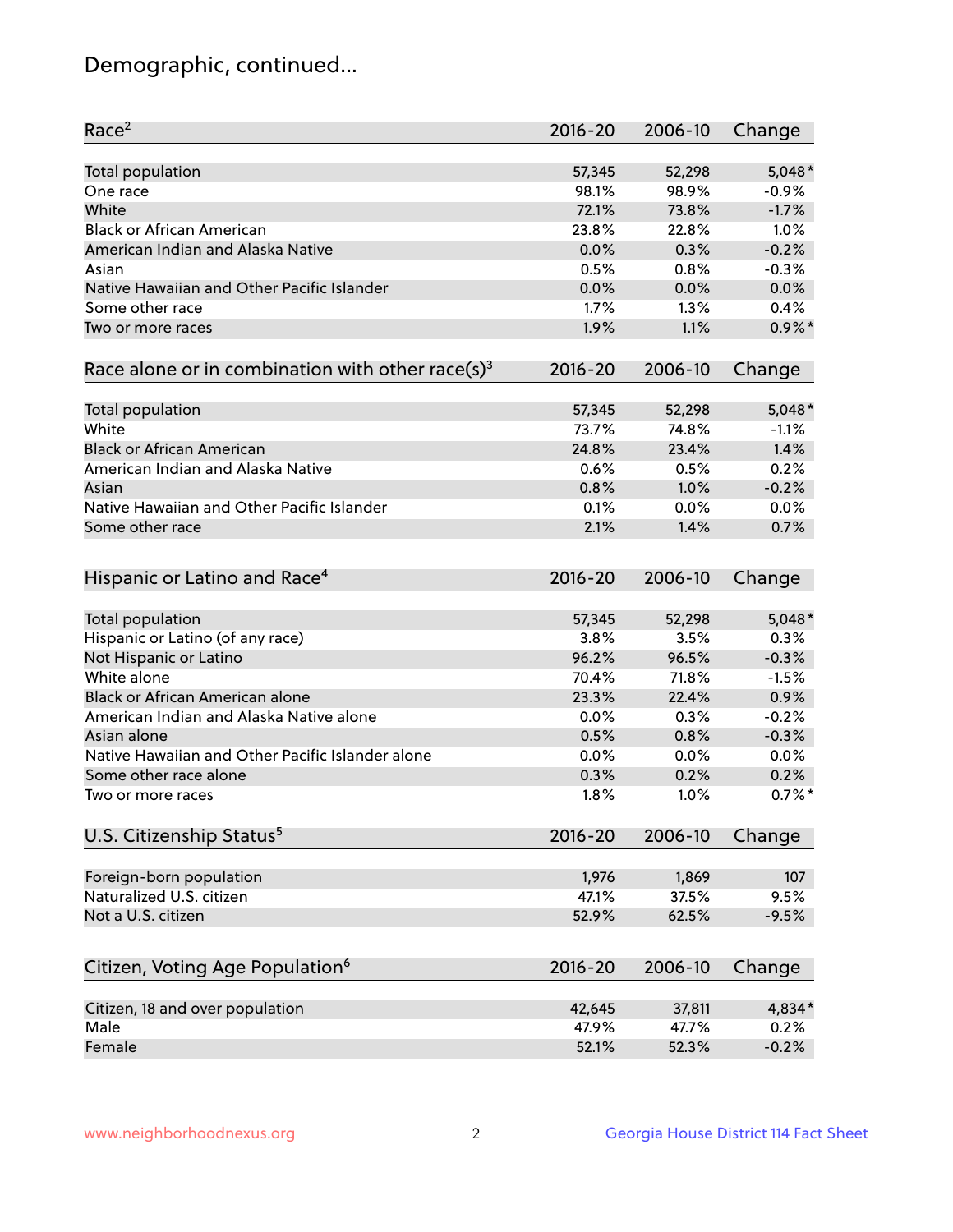# Demographic, continued...

| Race[2] | 2016-20 | 2006-10 | Change |
|---|---|---|---|
| Total population | 57,345 | 52,298 | 5,048* |
| One race | 98.1% | 98.9% | -0.9% |
| White | 72.1% | 73.8% | -1.7% |
| Black or African American | 23.8% | 22.8% | 1.0% |
| American Indian and Alaska Native | 0.0% | 0.3% | -0.2% |
| Asian | 0.5% | 0.8% | -0.3% |
| Native Hawaiian and Other Pacific Islander | 0.0% | 0.0% | 0.0% |
| Some other race | 1.7% | 1.3% | 0.4% |
| Two or more races | 1.9% | 1.1% | 0.9%* |

| Race alone or in combination with other race(s)[3] | 2016-20 | 2006-10 | Change |
|---|---|---|---|
| Total population | 57,345 | 52,298 | 5,048* |
| White | 73.7% | 74.8% | -1.1% |
| Black or African American | 24.8% | 23.4% | 1.4% |
| American Indian and Alaska Native | 0.6% | 0.5% | 0.2% |
| Asian | 0.8% | 1.0% | -0.2% |
| Native Hawaiian and Other Pacific Islander | 0.1% | 0.0% | 0.0% |
| Some other race | 2.1% | 1.4% | 0.7% |

| Hispanic or Latino and Race[4] | 2016-20 | 2006-10 | Change |
|---|---|---|---|
| Total population | 57,345 | 52,298 | 5,048* |
| Hispanic or Latino (of any race) | 3.8% | 3.5% | 0.3% |
| Not Hispanic or Latino | 96.2% | 96.5% | -0.3% |
| White alone | 70.4% | 71.8% | -1.5% |
| Black or African American alone | 23.3% | 22.4% | 0.9% |
| American Indian and Alaska Native alone | 0.0% | 0.3% | -0.2% |
| Asian alone | 0.5% | 0.8% | -0.3% |
| Native Hawaiian and Other Pacific Islander alone | 0.0% | 0.0% | 0.0% |
| Some other race alone | 0.3% | 0.2% | 0.2% |
| Two or more races | 1.8% | 1.0% | 0.7%* |

| U.S. Citizenship Status[5] | 2016-20 | 2006-10 | Change |
|---|---|---|---|
| Foreign-born population | 1,976 | 1,869 | 107 |
| Naturalized U.S. citizen | 47.1% | 37.5% | 9.5% |
| Not a U.S. citizen | 52.9% | 62.5% | -9.5% |

| Citizen, Voting Age Population[6] | 2016-20 | 2006-10 | Change |
|---|---|---|---|
| Citizen, 18 and over population | 42,645 | 37,811 | 4,834* |
| Male | 47.9% | 47.7% | 0.2% |
| Female | 52.1% | 52.3% | -0.2% |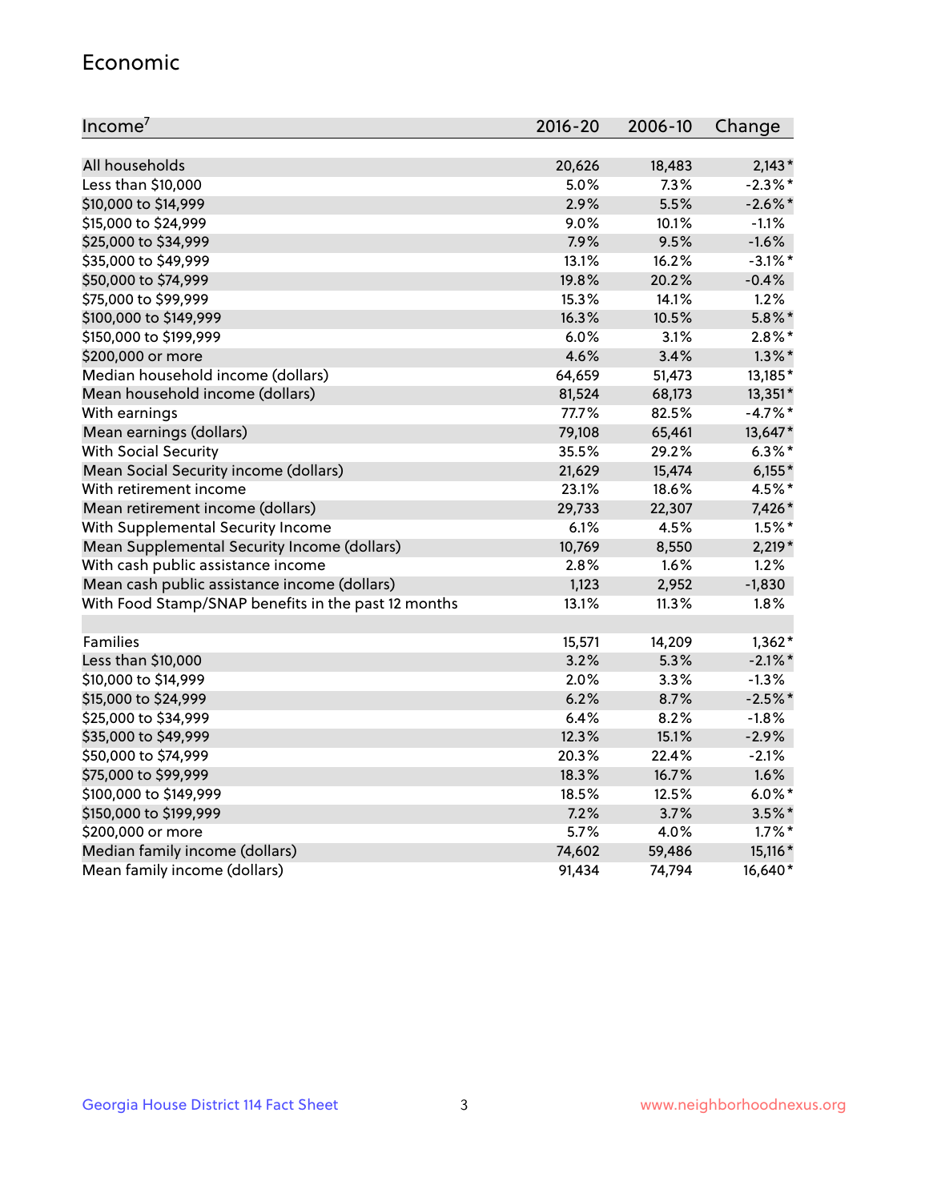## Economic

| Income[7] | 2016-20 | 2006-10 | Change |
|---|---|---|---|
| All households | 20,626 | 18,483 | 2,143* |
| Less than $10,000 | 5.0% | 7.3% | -2.3%* |
| $10,000 to $14,999 | 2.9% | 5.5% | -2.6%* |
| $15,000 to $24,999 | 9.0% | 10.1% | -1.1% |
| $25,000 to $34,999 | 7.9% | 9.5% | -1.6% |
| $35,000 to $49,999 | 13.1% | 16.2% | -3.1%* |
| $50,000 to $74,999 | 19.8% | 20.2% | -0.4% |
| $75,000 to $99,999 | 15.3% | 14.1% | 1.2% |
| $100,000 to $149,999 | 16.3% | 10.5% | 5.8%* |
| $150,000 to $199,999 | 6.0% | 3.1% | 2.8%* |
| $200,000 or more | 4.6% | 3.4% | 1.3%* |
| Median household income (dollars) | 64,659 | 51,473 | 13,185* |
| Mean household income (dollars) | 81,524 | 68,173 | 13,351* |
| With earnings | 77.7% | 82.5% | -4.7%* |
| Mean earnings (dollars) | 79,108 | 65,461 | 13,647* |
| With Social Security | 35.5% | 29.2% | 6.3%* |
| Mean Social Security income (dollars) | 21,629 | 15,474 | 6,155* |
| With retirement income | 23.1% | 18.6% | 4.5%* |
| Mean retirement income (dollars) | 29,733 | 22,307 | 7,426* |
| With Supplemental Security Income | 6.1% | 4.5% | 1.5%* |
| Mean Supplemental Security Income (dollars) | 10,769 | 8,550 | 2,219* |
| With cash public assistance income | 2.8% | 1.6% | 1.2% |
| Mean cash public assistance income (dollars) | 1,123 | 2,952 | -1,830 |
| With Food Stamp/SNAP benefits in the past 12 months | 13.1% | 11.3% | 1.8% |
| | | | |
| Families | 15,571 | 14,209 | 1,362* |
| Less than $10,000 | 3.2% | 5.3% | -2.1%* |
| $10,000 to $14,999 | 2.0% | 3.3% | -1.3% |
| $15,000 to $24,999 | 6.2% | 8.7% | -2.5%* |
| $25,000 to $34,999 | 6.4% | 8.2% | -1.8% |
| $35,000 to $49,999 | 12.3% | 15.1% | -2.9% |
| $50,000 to $74,999 | 20.3% | 22.4% | -2.1% |
| $75,000 to $99,999 | 18.3% | 16.7% | 1.6% |
| $100,000 to $149,999 | 18.5% | 12.5% | 6.0%* |
| $150,000 to $199,999 | 7.2% | 3.7% | 3.5%* |
| $200,000 or more | 5.7% | 4.0% | 1.7%* |
| Median family income (dollars) | 74,602 | 59,486 | 15,116* |
| Mean family income (dollars) | 91,434 | 74,794 | 16,640* |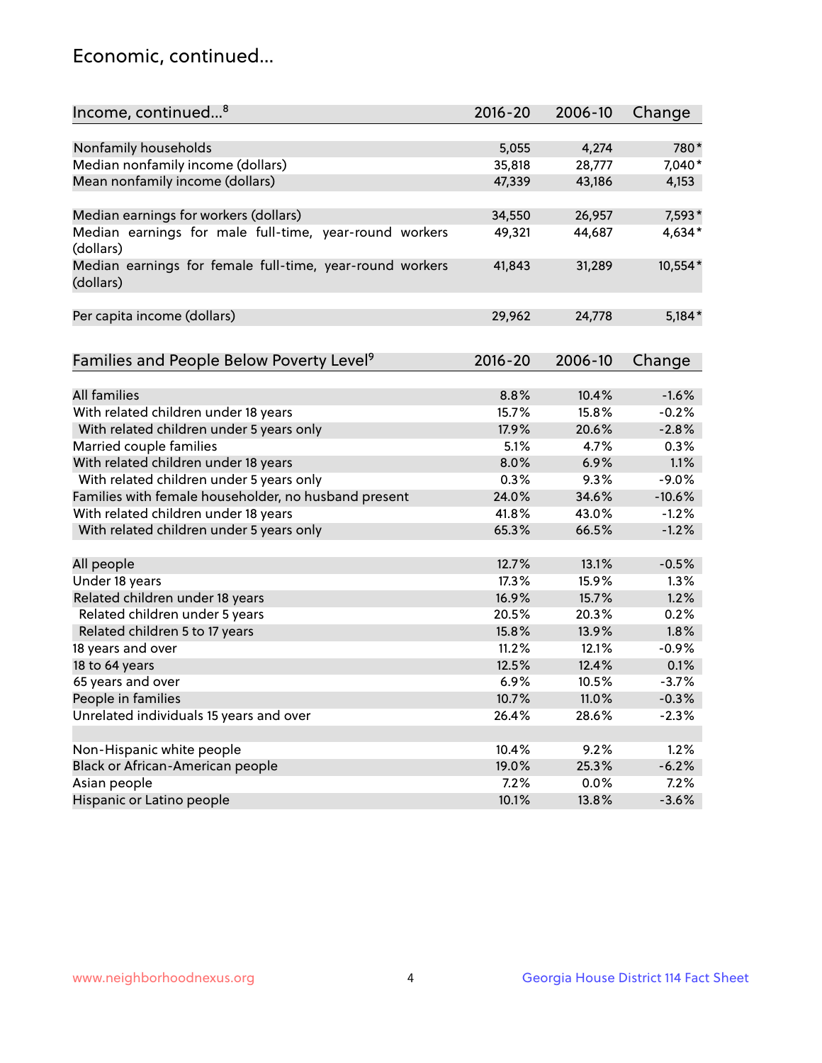# Economic, continued...

| Income, continued...[8] | 2016-20 | 2006-10 | Change |
|---|---|---|---|
| Nonfamily households | 5,055 | 4,274 | 780* |
| Median nonfamily income (dollars) | 35,818 | 28,777 | 7,040* |
| Mean nonfamily income (dollars) | 47,339 | 43,186 | 4,153 |
| Median earnings for workers (dollars) | 34,550 | 26,957 | 7,593* |
| Median earnings for male full-time, year-round workers (dollars) | 49,321 | 44,687 | 4,634* |
| Median earnings for female full-time, year-round workers (dollars) | 41,843 | 31,289 | 10,554* |
| Per capita income (dollars) | 29,962 | 24,778 | 5,184* |

| Families and People Below Poverty Level[9] | 2016-20 | 2006-10 | Change |
|---|---|---|---|
| All families | 8.8% | 10.4% | -1.6% |
| With related children under 18 years | 15.7% | 15.8% | -0.2% |
| With related children under 5 years only | 17.9% | 20.6% | -2.8% |
| Married couple families | 5.1% | 4.7% | 0.3% |
| With related children under 18 years | 8.0% | 6.9% | 1.1% |
| With related children under 5 years only | 0.3% | 9.3% | -9.0% |
| Families with female householder, no husband present | 24.0% | 34.6% | -10.6% |
| With related children under 18 years | 41.8% | 43.0% | -1.2% |
| With related children under 5 years only | 65.3% | 66.5% | -1.2% |
| All people | 12.7% | 13.1% | -0.5% |
| Under 18 years | 17.3% | 15.9% | 1.3% |
| Related children under 18 years | 16.9% | 15.7% | 1.2% |
| Related children under 5 years | 20.5% | 20.3% | 0.2% |
| Related children 5 to 17 years | 15.8% | 13.9% | 1.8% |
| 18 years and over | 11.2% | 12.1% | -0.9% |
| 18 to 64 years | 12.5% | 12.4% | 0.1% |
| 65 years and over | 6.9% | 10.5% | -3.7% |
| People in families | 10.7% | 11.0% | -0.3% |
| Unrelated individuals 15 years and over | 26.4% | 28.6% | -2.3% |
| Non-Hispanic white people | 10.4% | 9.2% | 1.2% |
| Black or African-American people | 19.0% | 25.3% | -6.2% |
| Asian people | 7.2% | 0.0% | 7.2% |
| Hispanic or Latino people | 10.1% | 13.8% | -3.6% |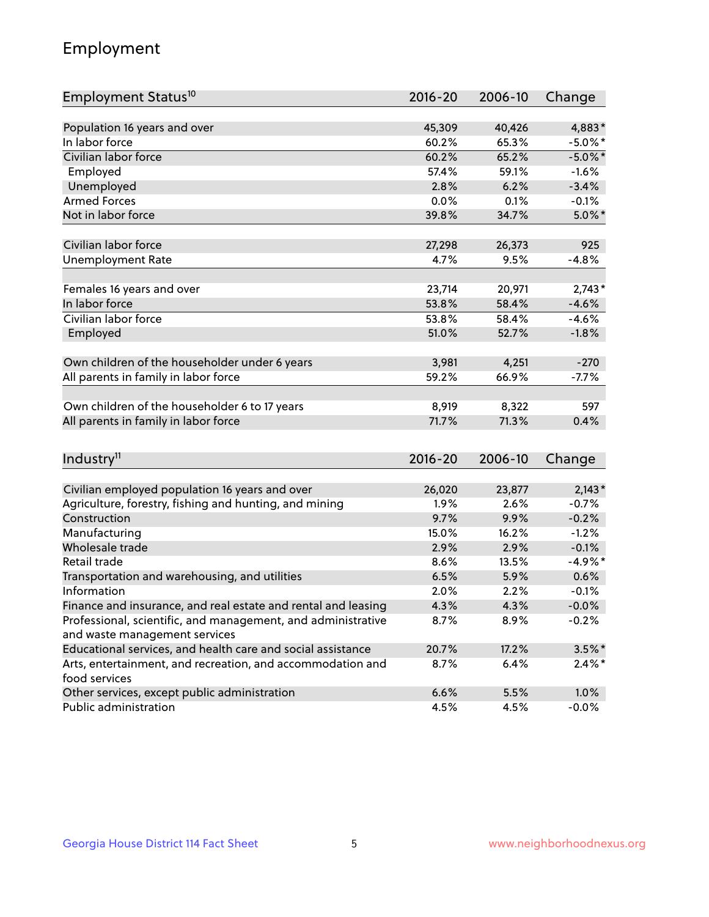# Employment

| Employment Status[10] | 2016-20 | 2006-10 | Change |
|---|---|---|---|
| Population 16 years and over | 45,309 | 40,426 | 4,883* |
| In labor force | 60.2% | 65.3% | -5.0%* |
| Civilian labor force | 60.2% | 65.2% | -5.0%* |
| Employed | 57.4% | 59.1% | -1.6% |
| Unemployed | 2.8% | 6.2% | -3.4% |
| Armed Forces | 0.0% | 0.1% | -0.1% |
| Not in labor force | 39.8% | 34.7% | 5.0%* |
| | | | |
| Civilian labor force | 27,298 | 26,373 | 925 |
| Unemployment Rate | 4.7% | 9.5% | -4.8% |
| | | | |
| Females 16 years and over | 23,714 | 20,971 | 2,743* |
| In labor force | 53.8% | 58.4% | -4.6% |
| Civilian labor force | 53.8% | 58.4% | -4.6% |
| Employed | 51.0% | 52.7% | -1.8% |
| | | | |
| Own children of the householder under 6 years | 3,981 | 4,251 | -270 |
| All parents in family in labor force | 59.2% | 66.9% | -7.7% |
| | | | |
| Own children of the householder 6 to 17 years | 8,919 | 8,322 | 597 |
| All parents in family in labor force | 71.7% | 71.3% | 0.4% |

| Industry[11] | 2016-20 | 2006-10 | Change |
|---|---|---|---|
| Civilian employed population 16 years and over | 26,020 | 23,877 | 2,143* |
| Agriculture, forestry, fishing and hunting, and mining | 1.9% | 2.6% | -0.7% |
| Construction | 9.7% | 9.9% | -0.2% |
| Manufacturing | 15.0% | 16.2% | -1.2% |
| Wholesale trade | 2.9% | 2.9% | -0.1% |
| Retail trade | 8.6% | 13.5% | -4.9%* |
| Transportation and warehousing, and utilities | 6.5% | 5.9% | 0.6% |
| Information | 2.0% | 2.2% | -0.1% |
| Finance and insurance, and real estate and rental and leasing | 4.3% | 4.3% | -0.0% |
| Professional, scientific, and management, and administrative and waste management services | 8.7% | 8.9% | -0.2% |
| Educational services, and health care and social assistance | 20.7% | 17.2% | 3.5%* |
| Arts, entertainment, and recreation, and accommodation and food services | 8.7% | 6.4% | 2.4%* |
| Other services, except public administration | 6.6% | 5.5% | 1.0% |
| Public administration | 4.5% | 4.5% | -0.0% |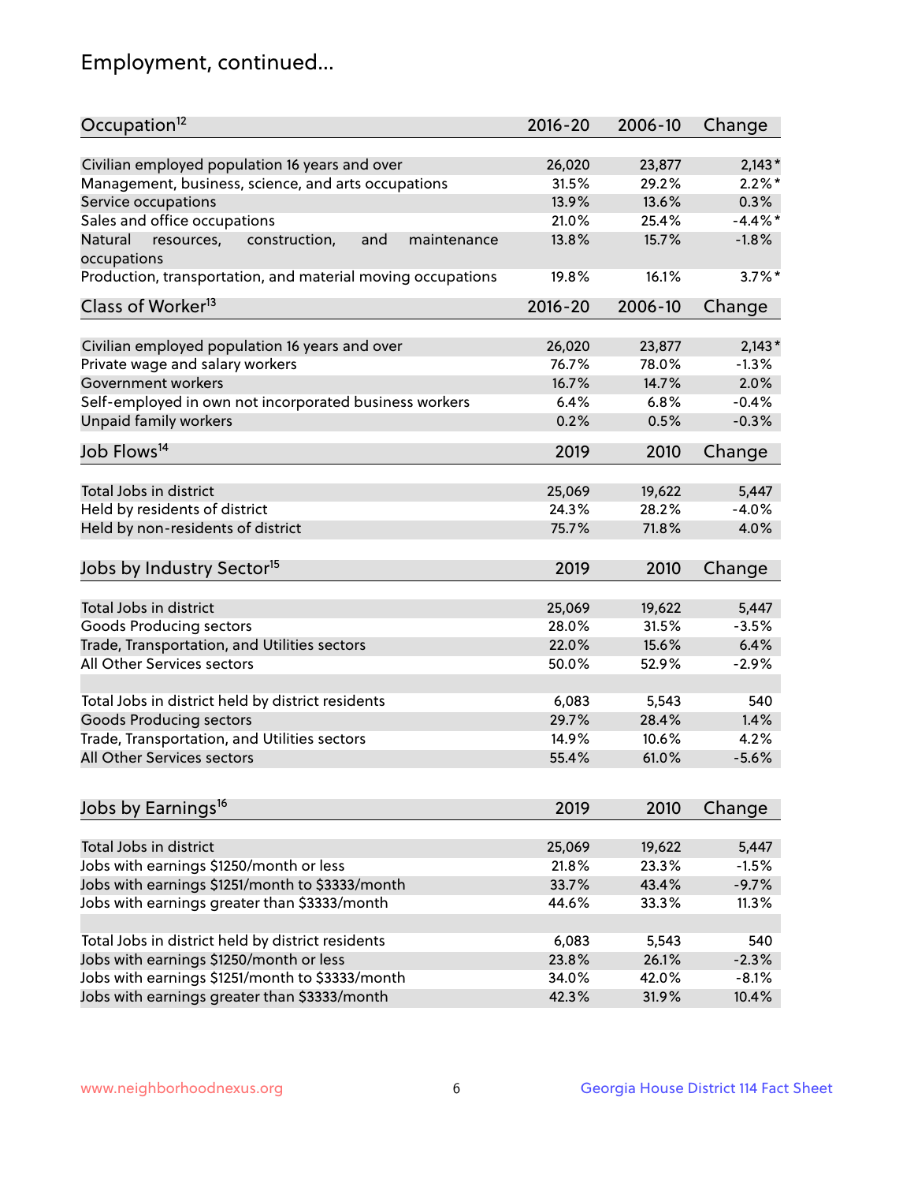## Employment, continued...

| Occupation[12] | 2016-20 | 2006-10 | Change |
|---|---|---|---|
| Civilian employed population 16 years and over | 26,020 | 23,877 | 2,143* |
| Management, business, science, and arts occupations | 31.5% | 29.2% | 2.2%* |
| Service occupations | 13.9% | 13.6% | 0.3% |
| Sales and office occupations | 21.0% | 25.4% | -4.4%* |
| Natural resources, construction, and maintenance occupations | 13.8% | 15.7% | -1.8% |
| Production, transportation, and material moving occupations | 19.8% | 16.1% | 3.7%* |

| Class of Worker[13] | 2016-20 | 2006-10 | Change |
|---|---|---|---|
| Civilian employed population 16 years and over | 26,020 | 23,877 | 2,143* |
| Private wage and salary workers | 76.7% | 78.0% | -1.3% |
| Government workers | 16.7% | 14.7% | 2.0% |
| Self-employed in own not incorporated business workers | 6.4% | 6.8% | -0.4% |
| Unpaid family workers | 0.2% | 0.5% | -0.3% |

| Job Flows[14] | 2019 | 2010 | Change |
|---|---|---|---|
| Total Jobs in district | 25,069 | 19,622 | 5,447 |
| Held by residents of district | 24.3% | 28.2% | -4.0% |
| Held by non-residents of district | 75.7% | 71.8% | 4.0% |

| Jobs by Industry Sector[15] | 2019 | 2010 | Change |
|---|---|---|---|
| Total Jobs in district | 25,069 | 19,622 | 5,447 |
| Goods Producing sectors | 28.0% | 31.5% | -3.5% |
| Trade, Transportation, and Utilities sectors | 22.0% | 15.6% | 6.4% |
| All Other Services sectors | 50.0% | 52.9% | -2.9% |
| | | | |
| Total Jobs in district held by district residents | 6,083 | 5,543 | 540 |
| Goods Producing sectors | 29.7% | 28.4% | 1.4% |
| Trade, Transportation, and Utilities sectors | 14.9% | 10.6% | 4.2% |
| All Other Services sectors | 55.4% | 61.0% | -5.6% |

| Jobs by Earnings[16] | 2019 | 2010 | Change |
|---|---|---|---|
| Total Jobs in district | 25,069 | 19,622 | 5,447 |
| Jobs with earnings $1250/month or less | 21.8% | 23.3% | -1.5% |
| Jobs with earnings $1251/month to $3333/month | 33.7% | 43.4% | -9.7% |
| Jobs with earnings greater than $3333/month | 44.6% | 33.3% | 11.3% |
| | | | |
| Total Jobs in district held by district residents | 6,083 | 5,543 | 540 |
| Jobs with earnings $1250/month or less | 23.8% | 26.1% | -2.3% |
| Jobs with earnings $1251/month to $3333/month | 34.0% | 42.0% | -8.1% |
| Jobs with earnings greater than $3333/month | 42.3% | 31.9% | 10.4% |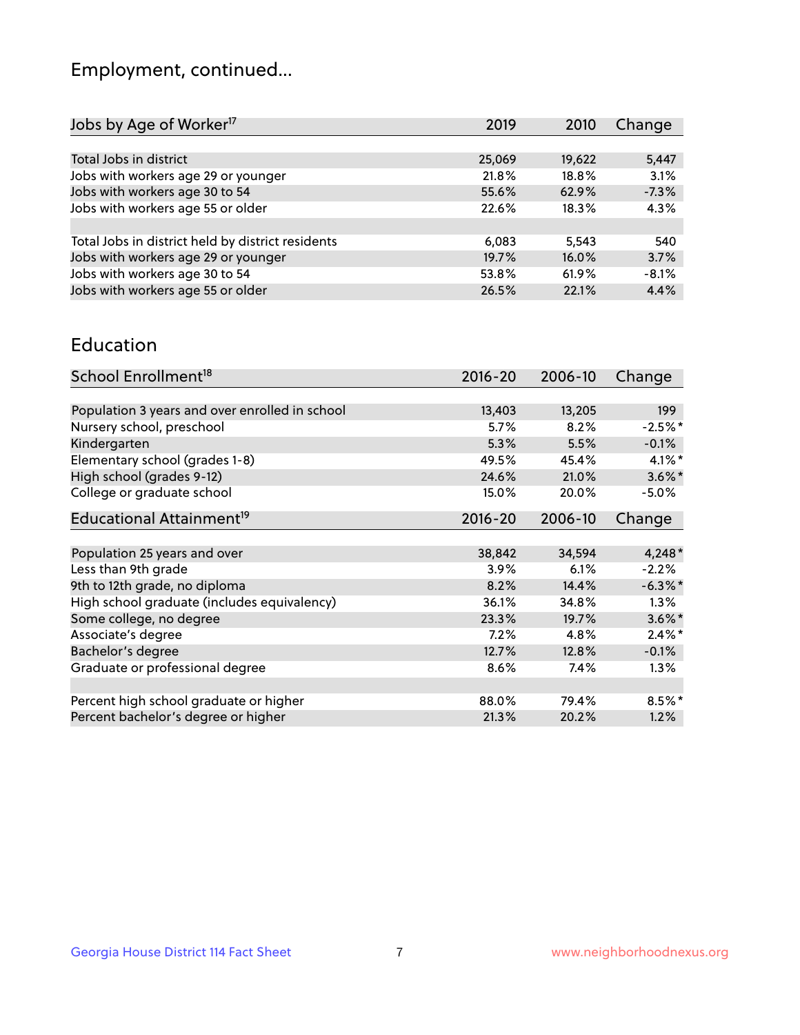# Employment, continued...

| Jobs by Age of Worker[17] | 2019 | 2010 | Change |
|---|---|---|---|
| Total Jobs in district | 25,069 | 19,622 | 5,447 |
| Jobs with workers age 29 or younger | 21.8% | 18.8% | 3.1% |
| Jobs with workers age 30 to 54 | 55.6% | 62.9% | -7.3% |
| Jobs with workers age 55 or older | 22.6% | 18.3% | 4.3% |
| | | | |
| Total Jobs in district held by district residents | 6,083 | 5,543 | 540 |
| Jobs with workers age 29 or younger | 19.7% | 16.0% | 3.7% |
| Jobs with workers age 30 to 54 | 53.8% | 61.9% | -8.1% |
| Jobs with workers age 55 or older | 26.5% | 22.1% | 4.4% |

## Education

| School Enrollment[18] | 2016-20 | 2006-10 | Change |
|---|---|---|---|
| Population 3 years and over enrolled in school | 13,403 | 13,205 | 199 |
| Nursery school, preschool | 5.7% | 8.2% | -2.5%* |
| Kindergarten | 5.3% | 5.5% | -0.1% |
| Elementary school (grades 1-8) | 49.5% | 45.4% | 4.1%* |
| High school (grades 9-12) | 24.6% | 21.0% | 3.6%* |
| College or graduate school | 15.0% | 20.0% | -5.0% |

| Educational Attainment[19] | 2016-20 | 2006-10 | Change |
|---|---|---|---|
| Population 25 years and over | 38,842 | 34,594 | 4,248* |
| Less than 9th grade | 3.9% | 6.1% | -2.2% |
| 9th to 12th grade, no diploma | 8.2% | 14.4% | -6.3%* |
| High school graduate (includes equivalency) | 36.1% | 34.8% | 1.3% |
| Some college, no degree | 23.3% | 19.7% | 3.6%* |
| Associate's degree | 7.2% | 4.8% | 2.4%* |
| Bachelor's degree | 12.7% | 12.8% | -0.1% |
| Graduate or professional degree | 8.6% | 7.4% | 1.3% |
| | | | |
| Percent high school graduate or higher | 88.0% | 79.4% | 8.5%* |
| Percent bachelor's degree or higher | 21.3% | 20.2% | 1.2% |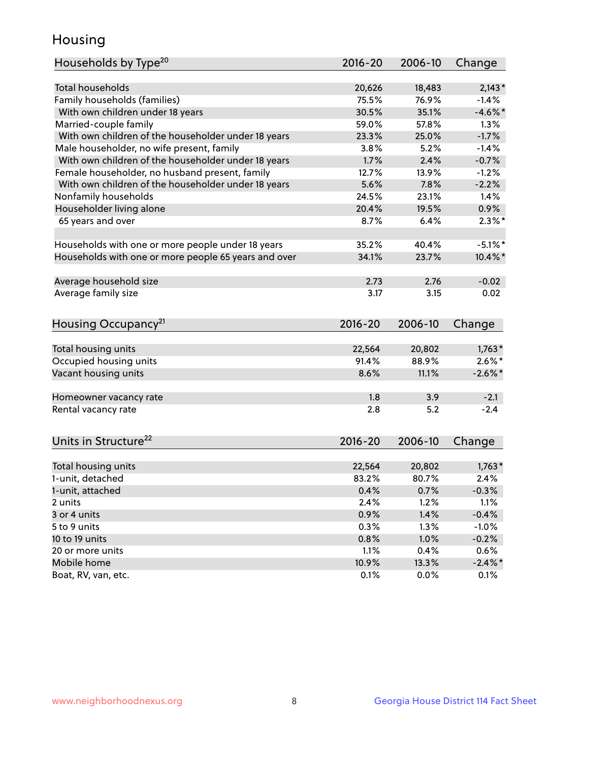# Housing

| Households by Type[20] | 2016-20 | 2006-10 | Change |
|---|---|---|---|
| Total households | 20,626 | 18,483 | 2,143* |
| Family households (families) | 75.5% | 76.9% | -1.4% |
| With own children under 18 years | 30.5% | 35.1% | -4.6%* |
| Married-couple family | 59.0% | 57.8% | 1.3% |
| With own children of the householder under 18 years | 23.3% | 25.0% | -1.7% |
| Male householder, no wife present, family | 3.8% | 5.2% | -1.4% |
| With own children of the householder under 18 years | 1.7% | 2.4% | -0.7% |
| Female householder, no husband present, family | 12.7% | 13.9% | -1.2% |
| With own children of the householder under 18 years | 5.6% | 7.8% | -2.2% |
| Nonfamily households | 24.5% | 23.1% | 1.4% |
| Householder living alone | 20.4% | 19.5% | 0.9% |
| 65 years and over | 8.7% | 6.4% | 2.3%* |
| | | | |
| Households with one or more people under 18 years | 35.2% | 40.4% | -5.1%* |
| Households with one or more people 65 years and over | 34.1% | 23.7% | 10.4%* |
| | | | |
| Average household size | 2.73 | 2.76 | -0.02 |
| Average family size | 3.17 | 3.15 | 0.02 |

| Housing Occupancy[21] | 2016-20 | 2006-10 | Change |
|---|---|---|---|
| Total housing units | 22,564 | 20,802 | 1,763* |
| Occupied housing units | 91.4% | 88.9% | 2.6%* |
| Vacant housing units | 8.6% | 11.1% | -2.6%* |
| | | | |
| Homeowner vacancy rate | 1.8 | 3.9 | -2.1 |
| Rental vacancy rate | 2.8 | 5.2 | -2.4 |

| Units in Structure[22] | 2016-20 | 2006-10 | Change |
|---|---|---|---|
| Total housing units | 22,564 | 20,802 | 1,763* |
| 1-unit, detached | 83.2% | 80.7% | 2.4% |
| 1-unit, attached | 0.4% | 0.7% | -0.3% |
| 2 units | 2.4% | 1.2% | 1.1% |
| 3 or 4 units | 0.9% | 1.4% | -0.4% |
| 5 to 9 units | 0.3% | 1.3% | -1.0% |
| 10 to 19 units | 0.8% | 1.0% | -0.2% |
| 20 or more units | 1.1% | 0.4% | 0.6% |
| Mobile home | 10.9% | 13.3% | -2.4%* |
| Boat, RV, van, etc. | 0.1% | 0.0% | 0.1% |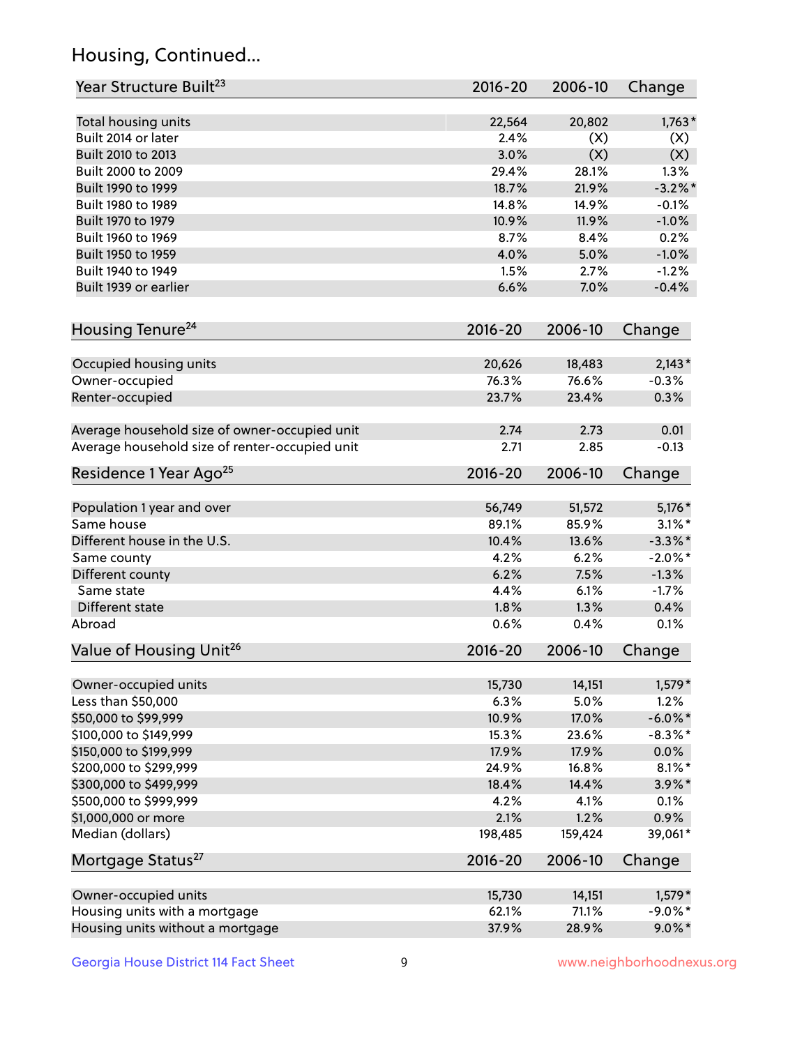## Housing, Continued...

| Year Structure Built[23] | 2016-20 | 2006-10 | Change |
|---|---|---|---|
| Total housing units | 22,564 | 20,802 | 1,763* |
| Built 2014 or later | 2.4% | (X) | (X) |
| Built 2010 to 2013 | 3.0% | (X) | (X) |
| Built 2000 to 2009 | 29.4% | 28.1% | 1.3% |
| Built 1990 to 1999 | 18.7% | 21.9% | -3.2%* |
| Built 1980 to 1989 | 14.8% | 14.9% | -0.1% |
| Built 1970 to 1979 | 10.9% | 11.9% | -1.0% |
| Built 1960 to 1969 | 8.7% | 8.4% | 0.2% |
| Built 1950 to 1959 | 4.0% | 5.0% | -1.0% |
| Built 1940 to 1949 | 1.5% | 2.7% | -1.2% |
| Built 1939 or earlier | 6.6% | 7.0% | -0.4% |

| Housing Tenure[24] | 2016-20 | 2006-10 | Change |
|---|---|---|---|
| Occupied housing units | 20,626 | 18,483 | 2,143* |
| Owner-occupied | 76.3% | 76.6% | -0.3% |
| Renter-occupied | 23.7% | 23.4% | 0.3% |
| Average household size of owner-occupied unit | 2.74 | 2.73 | 0.01 |
| Average household size of renter-occupied unit | 2.71 | 2.85 | -0.13 |

| Residence 1 Year Ago[25] | 2016-20 | 2006-10 | Change |
|---|---|---|---|
| Population 1 year and over | 56,749 | 51,572 | 5,176* |
| Same house | 89.1% | 85.9% | 3.1%* |
| Different house in the U.S. | 10.4% | 13.6% | -3.3%* |
| Same county | 4.2% | 6.2% | -2.0%* |
| Different county | 6.2% | 7.5% | -1.3% |
| Same state | 4.4% | 6.1% | -1.7% |
| Different state | 1.8% | 1.3% | 0.4% |
| Abroad | 0.6% | 0.4% | 0.1% |

| Value of Housing Unit[26] | 2016-20 | 2006-10 | Change |
|---|---|---|---|
| Owner-occupied units | 15,730 | 14,151 | 1,579* |
| Less than $50,000 | 6.3% | 5.0% | 1.2% |
| $50,000 to $99,999 | 10.9% | 17.0% | -6.0%* |
| $100,000 to $149,999 | 15.3% | 23.6% | -8.3%* |
| $150,000 to $199,999 | 17.9% | 17.9% | 0.0% |
| $200,000 to $299,999 | 24.9% | 16.8% | 8.1%* |
| $300,000 to $499,999 | 18.4% | 14.4% | 3.9%* |
| $500,000 to $999,999 | 4.2% | 4.1% | 0.1% |
| $1,000,000 or more | 2.1% | 1.2% | 0.9% |
| Median (dollars) | 198,485 | 159,424 | 39,061* |

| Mortgage Status[27] | 2016-20 | 2006-10 | Change |
|---|---|---|---|
| Owner-occupied units | 15,730 | 14,151 | 1,579* |
| Housing units with a mortgage | 62.1% | 71.1% | -9.0%* |
| Housing units without a mortgage | 37.9% | 28.9% | 9.0%* |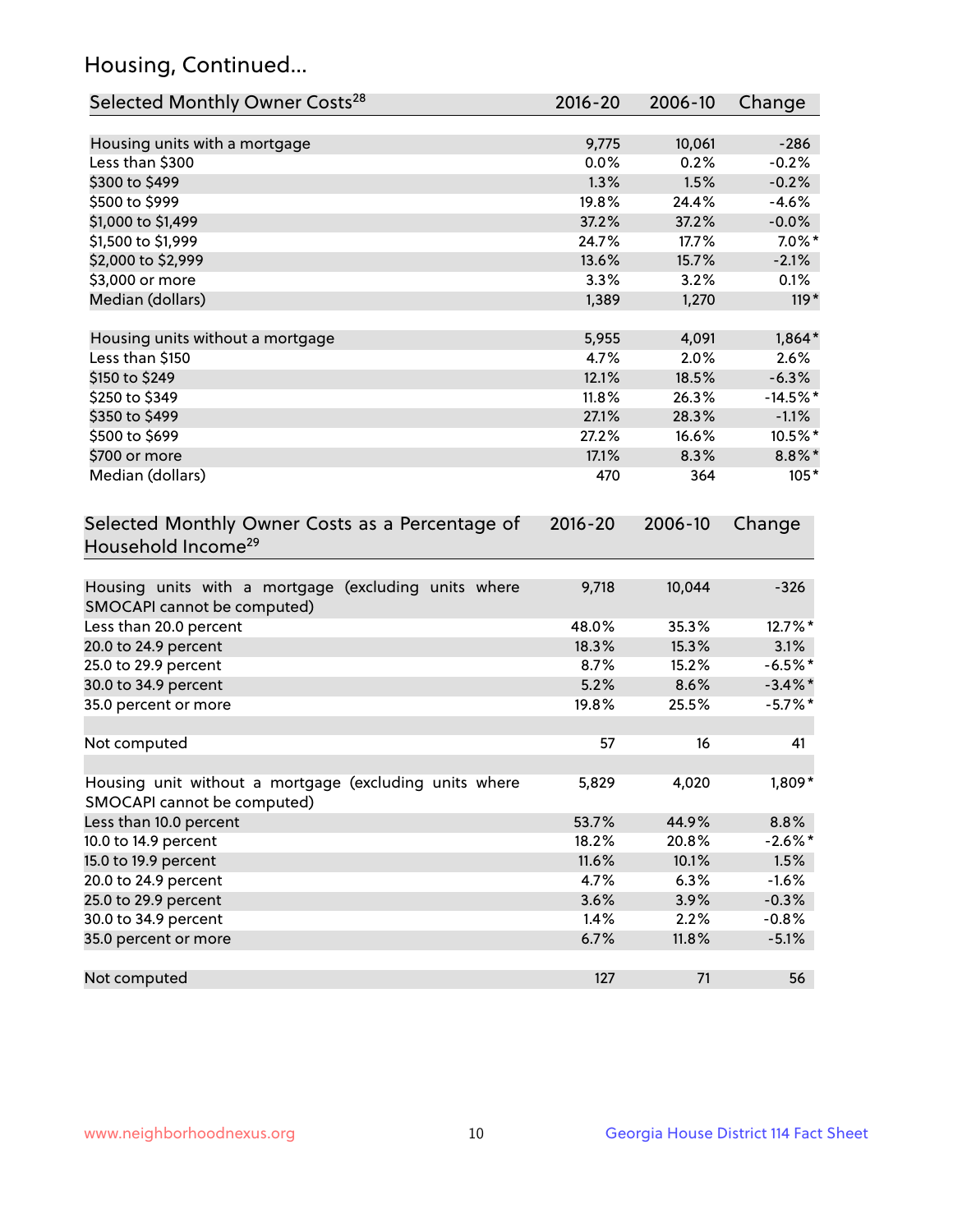## Housing, Continued...

| Selected Monthly Owner Costs[28] | 2016-20 | 2006-10 | Change |
|---|---|---|---|
| Housing units with a mortgage | 9,775 | 10,061 | -286 |
| Less than $300 | 0.0% | 0.2% | -0.2% |
| $300 to $499 | 1.3% | 1.5% | -0.2% |
| $500 to $999 | 19.8% | 24.4% | -4.6% |
| $1,000 to $1,499 | 37.2% | 37.2% | -0.0% |
| $1,500 to $1,999 | 24.7% | 17.7% | 7.0%* |
| $2,000 to $2,999 | 13.6% | 15.7% | -2.1% |
| $3,000 or more | 3.3% | 3.2% | 0.1% |
| Median (dollars) | 1,389 | 1,270 | 119* |
| Housing units without a mortgage | 5,955 | 4,091 | 1,864* |
| Less than $150 | 4.7% | 2.0% | 2.6% |
| $150 to $249 | 12.1% | 18.5% | -6.3% |
| $250 to $349 | 11.8% | 26.3% | -14.5%* |
| $350 to $499 | 27.1% | 28.3% | -1.1% |
| $500 to $699 | 27.2% | 16.6% | 10.5%* |
| $700 or more | 17.1% | 8.3% | 8.8%* |
| Median (dollars) | 470 | 364 | 105* |

| Selected Monthly Owner Costs as a Percentage of Household Income[29] | 2016-20 | 2006-10 | Change |
|---|---|---|---|
| Housing units with a mortgage (excluding units where SMOCAPI cannot be computed) | 9,718 | 10,044 | -326 |
| Less than 20.0 percent | 48.0% | 35.3% | 12.7%* |
| 20.0 to 24.9 percent | 18.3% | 15.3% | 3.1% |
| 25.0 to 29.9 percent | 8.7% | 15.2% | -6.5%* |
| 30.0 to 34.9 percent | 5.2% | 8.6% | -3.4%* |
| 35.0 percent or more | 19.8% | 25.5% | -5.7%* |
| Not computed | 57 | 16 | 41 |
| Housing unit without a mortgage (excluding units where SMOCAPI cannot be computed) | 5,829 | 4,020 | 1,809* |
| Less than 10.0 percent | 53.7% | 44.9% | 8.8% |
| 10.0 to 14.9 percent | 18.2% | 20.8% | -2.6%* |
| 15.0 to 19.9 percent | 11.6% | 10.1% | 1.5% |
| 20.0 to 24.9 percent | 4.7% | 6.3% | -1.6% |
| 25.0 to 29.9 percent | 3.6% | 3.9% | -0.3% |
| 30.0 to 34.9 percent | 1.4% | 2.2% | -0.8% |
| 35.0 percent or more | 6.7% | 11.8% | -5.1% |
| Not computed | 127 | 71 | 56 |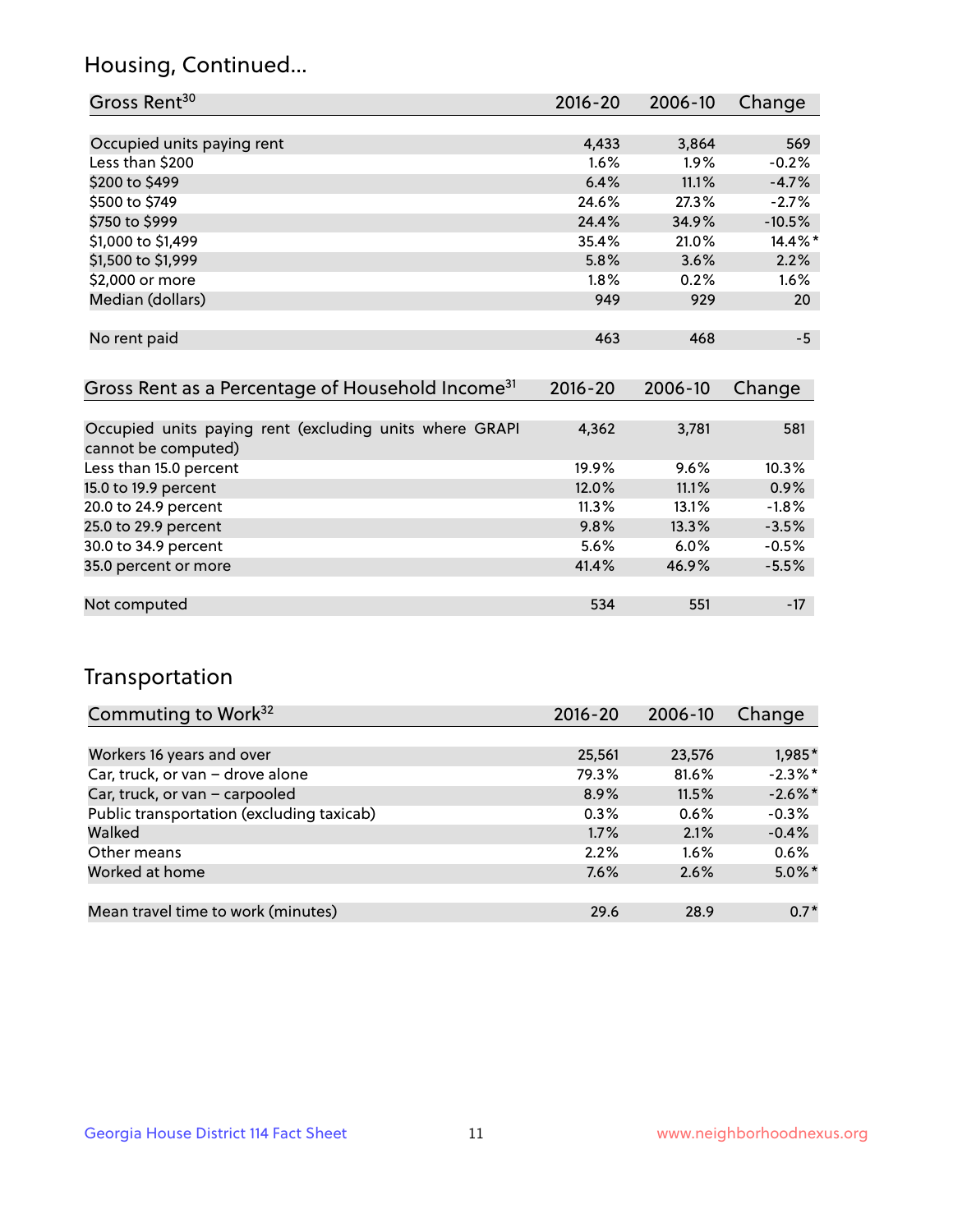## Housing, Continued...

| Gross Rent[30] | 2016-20 | 2006-10 | Change |
|---|---|---|---|
| Occupied units paying rent | 4,433 | 3,864 | 569 |
| Less than $200 | 1.6% | 1.9% | -0.2% |
| $200 to $499 | 6.4% | 11.1% | -4.7% |
| $500 to $749 | 24.6% | 27.3% | -2.7% |
| $750 to $999 | 24.4% | 34.9% | -10.5% |
| $1,000 to $1,499 | 35.4% | 21.0% | 14.4%* |
| $1,500 to $1,999 | 5.8% | 3.6% | 2.2% |
| $2,000 or more | 1.8% | 0.2% | 1.6% |
| Median (dollars) | 949 | 929 | 20 |
| No rent paid | 463 | 468 | -5 |

| Gross Rent as a Percentage of Household Income[31] | 2016-20 | 2006-10 | Change |
|---|---|---|---|
| Occupied units paying rent (excluding units where GRAPI cannot be computed) | 4,362 | 3,781 | 581 |
| Less than 15.0 percent | 19.9% | 9.6% | 10.3% |
| 15.0 to 19.9 percent | 12.0% | 11.1% | 0.9% |
| 20.0 to 24.9 percent | 11.3% | 13.1% | -1.8% |
| 25.0 to 29.9 percent | 9.8% | 13.3% | -3.5% |
| 30.0 to 34.9 percent | 5.6% | 6.0% | -0.5% |
| 35.0 percent or more | 41.4% | 46.9% | -5.5% |
| Not computed | 534 | 551 | -17 |

## Transportation

| Commuting to Work[32] | 2016-20 | 2006-10 | Change |
|---|---|---|---|
| Workers 16 years and over | 25,561 | 23,576 | 1,985* |
| Car, truck, or van – drove alone | 79.3% | 81.6% | -2.3%* |
| Car, truck, or van – carpooled | 8.9% | 11.5% | -2.6%* |
| Public transportation (excluding taxicab) | 0.3% | 0.6% | -0.3% |
| Walked | 1.7% | 2.1% | -0.4% |
| Other means | 2.2% | 1.6% | 0.6% |
| Worked at home | 7.6% | 2.6% | 5.0%* |
| Mean travel time to work (minutes) | 29.6 | 28.9 | 0.7* |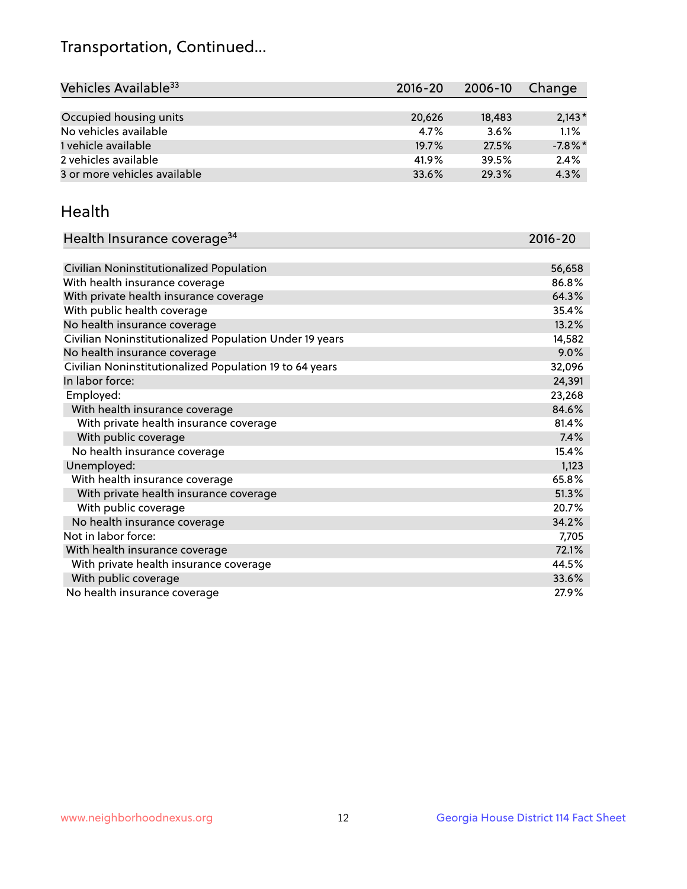# Transportation, Continued...

| Vehicles Available[33] | 2016-20 | 2006-10 | Change |
|---|---|---|---|
| Occupied housing units | 20,626 | 18,483 | 2,143* |
| No vehicles available | 4.7% | 3.6% | 1.1% |
| 1 vehicle available | 19.7% | 27.5% | -7.8%* |
| 2 vehicles available | 41.9% | 39.5% | 2.4% |
| 3 or more vehicles available | 33.6% | 29.3% | 4.3% |

## Health

| Health Insurance coverage[34] | 2016-20 |
|---|---|
| Civilian Noninstitutionalized Population | 56,658 |
| With health insurance coverage | 86.8% |
| With private health insurance coverage | 64.3% |
| With public health coverage | 35.4% |
| No health insurance coverage | 13.2% |
| Civilian Noninstitutionalized Population Under 19 years | 14,582 |
| No health insurance coverage | 9.0% |
| Civilian Noninstitutionalized Population 19 to 64 years | 32,096 |
| In labor force: | 24,391 |
| Employed: | 23,268 |
| With health insurance coverage | 84.6% |
| With private health insurance coverage | 81.4% |
| With public coverage | 7.4% |
| No health insurance coverage | 15.4% |
| Unemployed: | 1,123 |
| With health insurance coverage | 65.8% |
| With private health insurance coverage | 51.3% |
| With public coverage | 20.7% |
| No health insurance coverage | 34.2% |
| Not in labor force: | 7,705 |
| With health insurance coverage | 72.1% |
| With private health insurance coverage | 44.5% |
| With public coverage | 33.6% |
| No health insurance coverage | 27.9% |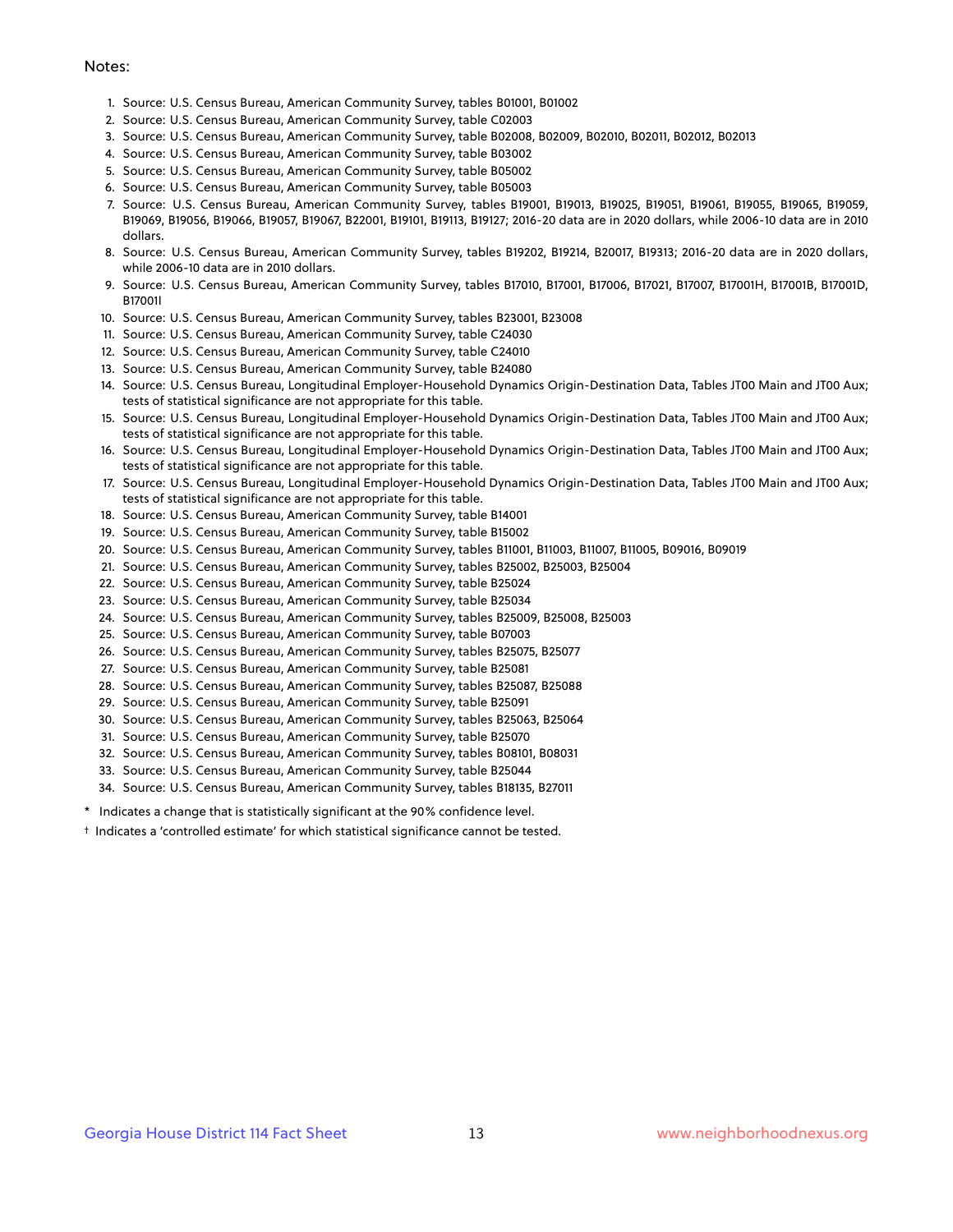Notes:

1. Source: U.S. Census Bureau, American Community Survey, tables B01001, B01002
2. Source: U.S. Census Bureau, American Community Survey, table C02003
3. Source: U.S. Census Bureau, American Community Survey, table B02008, B02009, B02010, B02011, B02012, B02013
4. Source: U.S. Census Bureau, American Community Survey, table B03002
5. Source: U.S. Census Bureau, American Community Survey, table B05002
6. Source: U.S. Census Bureau, American Community Survey, table B05003
7. Source: U.S. Census Bureau, American Community Survey, tables B19001, B19013, B19025, B19051, B19061, B19055, B19065, B19059, B19069, B19056, B19066, B19057, B19067, B22001, B19101, B19113, B19127; 2016-20 data are in 2020 dollars, while 2006-10 data are in 2010 dollars.
8. Source: U.S. Census Bureau, American Community Survey, tables B19202, B19214, B20017, B19313; 2016-20 data are in 2020 dollars, while 2006-10 data are in 2010 dollars.
9. Source: U.S. Census Bureau, American Community Survey, tables B17010, B17001, B17006, B17021, B17007, B17001H, B17001B, B17001D, B17001I
10. Source: U.S. Census Bureau, American Community Survey, tables B23001, B23008
11. Source: U.S. Census Bureau, American Community Survey, table C24030
12. Source: U.S. Census Bureau, American Community Survey, table C24010
13. Source: U.S. Census Bureau, American Community Survey, table B24080
14. Source: U.S. Census Bureau, Longitudinal Employer-Household Dynamics Origin-Destination Data, Tables JT00 Main and JT00 Aux; tests of statistical significance are not appropriate for this table.
15. Source: U.S. Census Bureau, Longitudinal Employer-Household Dynamics Origin-Destination Data, Tables JT00 Main and JT00 Aux; tests of statistical significance are not appropriate for this table.
16. Source: U.S. Census Bureau, Longitudinal Employer-Household Dynamics Origin-Destination Data, Tables JT00 Main and JT00 Aux; tests of statistical significance are not appropriate for this table.
17. Source: U.S. Census Bureau, Longitudinal Employer-Household Dynamics Origin-Destination Data, Tables JT00 Main and JT00 Aux; tests of statistical significance are not appropriate for this table.
18. Source: U.S. Census Bureau, American Community Survey, table B14001
19. Source: U.S. Census Bureau, American Community Survey, table B15002
20. Source: U.S. Census Bureau, American Community Survey, tables B11001, B11003, B11007, B11005, B09016, B09019
21. Source: U.S. Census Bureau, American Community Survey, tables B25002, B25003, B25004
22. Source: U.S. Census Bureau, American Community Survey, table B25024
23. Source: U.S. Census Bureau, American Community Survey, table B25034
24. Source: U.S. Census Bureau, American Community Survey, tables B25009, B25008, B25003
25. Source: U.S. Census Bureau, American Community Survey, table B07003
26. Source: U.S. Census Bureau, American Community Survey, tables B25075, B25077
27. Source: U.S. Census Bureau, American Community Survey, table B25081
28. Source: U.S. Census Bureau, American Community Survey, tables B25087, B25088
29. Source: U.S. Census Bureau, American Community Survey, table B25091
30. Source: U.S. Census Bureau, American Community Survey, tables B25063, B25064
31. Source: U.S. Census Bureau, American Community Survey, table B25070
32. Source: U.S. Census Bureau, American Community Survey, tables B08101, B08031
33. Source: U.S. Census Bureau, American Community Survey, table B25044
34. Source: U.S. Census Bureau, American Community Survey, tables B18135, B27011

\* Indicates a change that is statistically significant at the 90% confidence level.

† Indicates a 'controlled estimate' for which statistical significance cannot be tested.